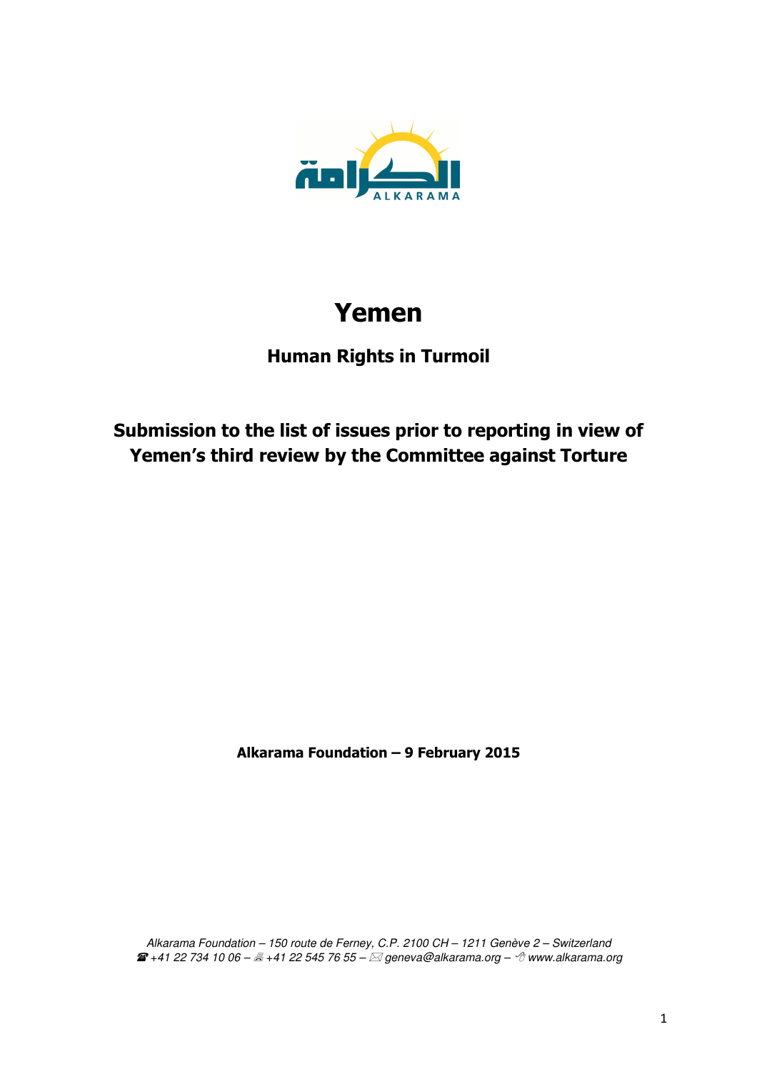# Yemen

## Human Rights in Turmoil

## Submission to the list of issues prior to reporting in view of Yemen's third review by the Committee against Torture

**Alkarama Foundation – 9 February 2015**

*Alkarama Foundation – 150 route de Ferney, C.P. 2100 CH – 1211 Genève 2 – Switzerland*
*+41 22 734 10 06 – +41 22 545 76 55 – geneva@alkarama.org – www.alkarama.org*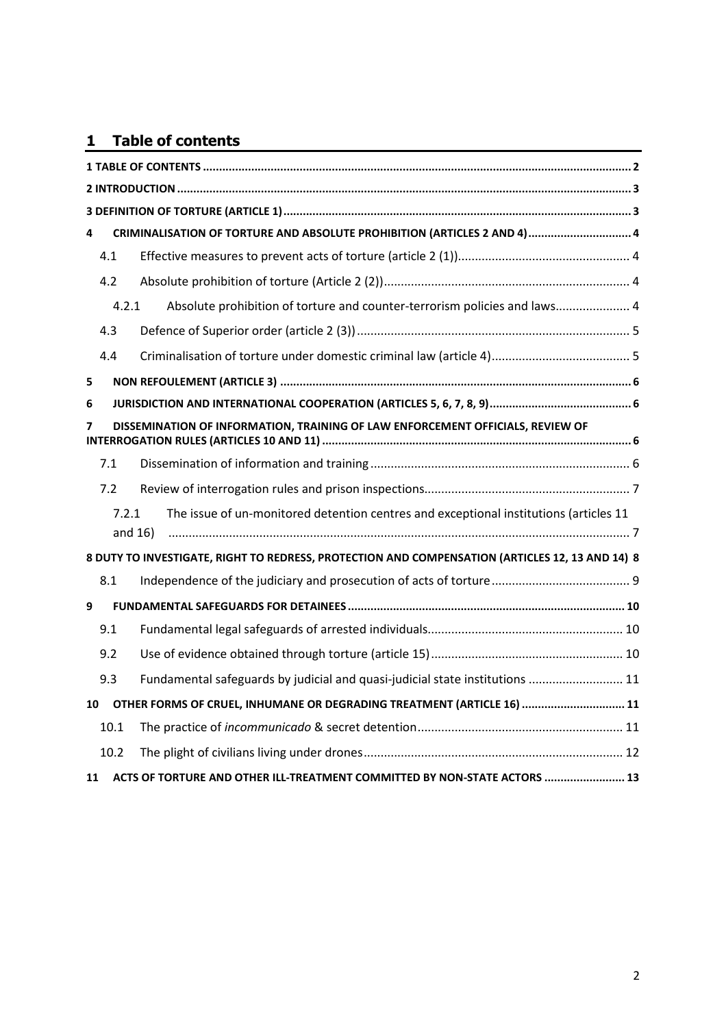# 1 Table of contents

1 TABLE OF CONTENTS ........ 2

2 INTRODUCTION ........ 3

3 DEFINITION OF TORTURE (ARTICLE 1) ........ 3

4 CRIMINALISATION OF TORTURE AND ABSOLUTE PROHIBITION (ARTICLES 2 AND 4) ........ 4

- 4.1 Effective measures to prevent acts of torture (article 2 (1)) ........ 4
- 4.2 Absolute prohibition of torture (Article 2 (2)) ........ 4
  - 4.2.1 Absolute prohibition of torture and counter-terrorism policies and laws ........ 4
- 4.3 Defence of Superior order (article 2 (3)) ........ 5
- 4.4 Criminalisation of torture under domestic criminal law (article 4) ........ 5

5 NON REFOULEMENT (ARTICLE 3) ........ 6

6 JURISDICTION AND INTERNATIONAL COOPERATION (ARTICLES 5, 6, 7, 8, 9) ........ 6

7 DISSEMINATION OF INFORMATION, TRAINING OF LAW ENFORCEMENT OFFICIALS, REVIEW OF INTERROGATION RULES (ARTICLES 10 AND 11) ........ 6

- 7.1 Dissemination of information and training ........ 6
- 7.2 Review of interrogation rules and prison inspections ........ 7
  - 7.2.1 The issue of un-monitored detention centres and exceptional institutions (articles 11 and 16) ........ 7

8 DUTY TO INVESTIGATE, RIGHT TO REDRESS, PROTECTION AND COMPENSATION (ARTICLES 12, 13 AND 14) 8

- 8.1 Independence of the judiciary and prosecution of acts of torture ........ 9

9 FUNDAMENTAL SAFEGUARDS FOR DETAINEES ........ 10

- 9.1 Fundamental legal safeguards of arrested individuals ........ 10
- 9.2 Use of evidence obtained through torture (article 15) ........ 10
- 9.3 Fundamental safeguards by judicial and quasi-judicial state institutions ........ 11

10 OTHER FORMS OF CRUEL, INHUMANE OR DEGRADING TREATMENT (ARTICLE 16) ........ 11

- 10.1 The practice of *incommunicado* & secret detention ........ 11
- 10.2 The plight of civilians living under drones ........ 12

11 ACTS OF TORTURE AND OTHER ILL-TREATMENT COMMITTED BY NON-STATE ACTORS ........ 13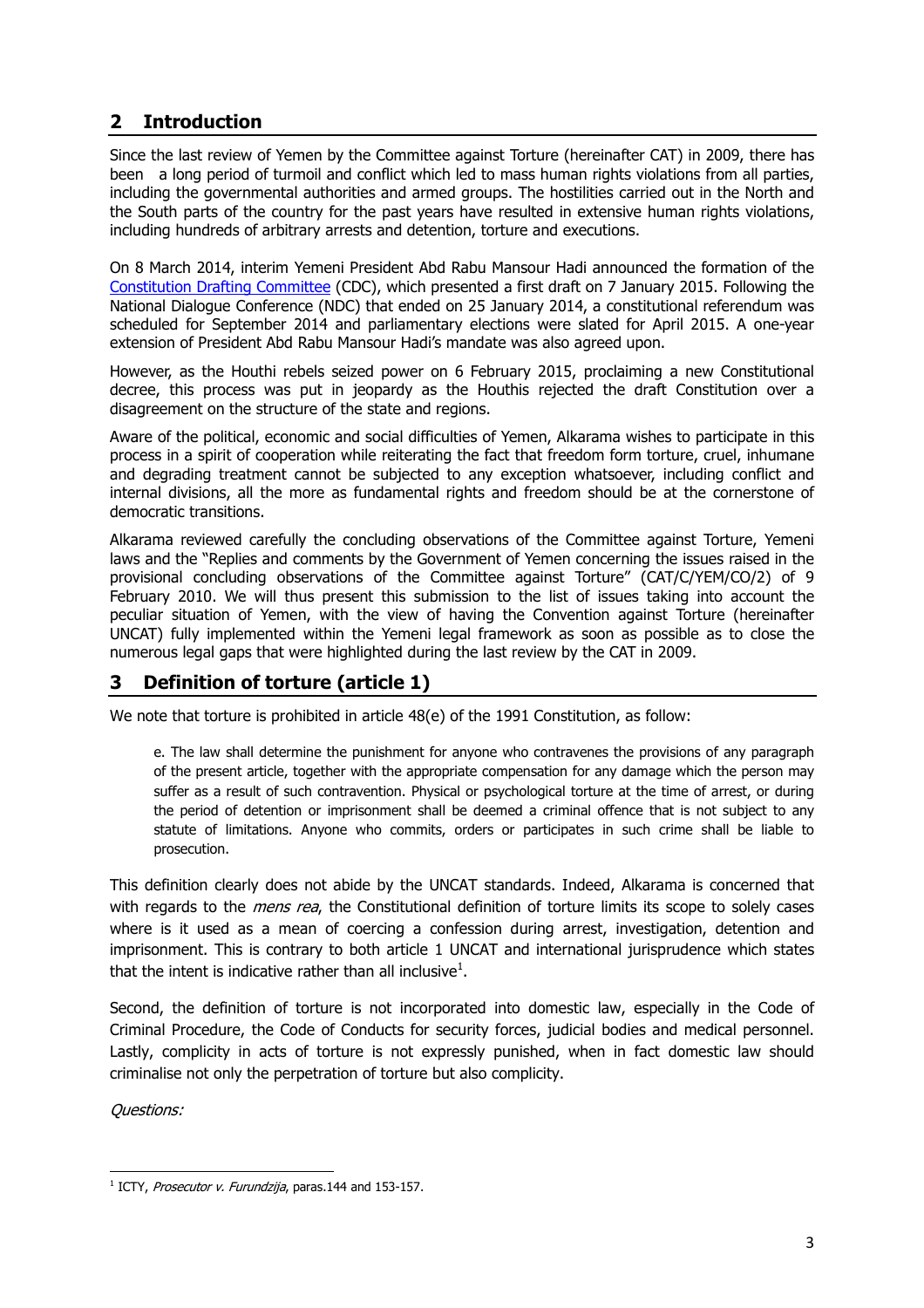## 2 Introduction

Since the last review of Yemen by the Committee against Torture (hereinafter CAT) in 2009, there has been a long period of turmoil and conflict which led to mass human rights violations from all parties, including the governmental authorities and armed groups. The hostilities carried out in the North and the South parts of the country for the past years have resulted in extensive human rights violations, including hundreds of arbitrary arrests and detention, torture and executions.

On 8 March 2014, interim Yemeni President Abd Rabu Mansour Hadi announced the formation of the Constitution Drafting Committee (CDC), which presented a first draft on 7 January 2015. Following the National Dialogue Conference (NDC) that ended on 25 January 2014, a constitutional referendum was scheduled for September 2014 and parliamentary elections were slated for April 2015. A one-year extension of President Abd Rabu Mansour Hadi's mandate was also agreed upon.

However, as the Houthi rebels seized power on 6 February 2015, proclaiming a new Constitutional decree, this process was put in jeopardy as the Houthis rejected the draft Constitution over a disagreement on the structure of the state and regions.

Aware of the political, economic and social difficulties of Yemen, Alkarama wishes to participate in this process in a spirit of cooperation while reiterating the fact that freedom form torture, cruel, inhumane and degrading treatment cannot be subjected to any exception whatsoever, including conflict and internal divisions, all the more as fundamental rights and freedom should be at the cornerstone of democratic transitions.

Alkarama reviewed carefully the concluding observations of the Committee against Torture, Yemeni laws and the "Replies and comments by the Government of Yemen concerning the issues raised in the provisional concluding observations of the Committee against Torture" (CAT/C/YEM/CO/2) of 9 February 2010. We will thus present this submission to the list of issues taking into account the peculiar situation of Yemen, with the view of having the Convention against Torture (hereinafter UNCAT) fully implemented within the Yemeni legal framework as soon as possible as to close the numerous legal gaps that were highlighted during the last review by the CAT in 2009.

## 3 Definition of torture (article 1)

We note that torture is prohibited in article 48(e) of the 1991 Constitution, as follow:

> e. The law shall determine the punishment for anyone who contravenes the provisions of any paragraph of the present article, together with the appropriate compensation for any damage which the person may suffer as a result of such contravention. Physical or psychological torture at the time of arrest, or during the period of detention or imprisonment shall be deemed a criminal offence that is not subject to any statute of limitations. Anyone who commits, orders or participates in such crime shall be liable to prosecution.

This definition clearly does not abide by the UNCAT standards. Indeed, Alkarama is concerned that with regards to the *mens rea*, the Constitutional definition of torture limits its scope to solely cases where is it used as a mean of coercing a confession during arrest, investigation, detention and imprisonment. This is contrary to both article 1 UNCAT and international jurisprudence which states that the intent is indicative rather than all inclusive[1].

Second, the definition of torture is not incorporated into domestic law, especially in the Code of Criminal Procedure, the Code of Conducts for security forces, judicial bodies and medical personnel. Lastly, complicity in acts of torture is not expressly punished, when in fact domestic law should criminalise not only the perpetration of torture but also complicity.

*Questions:*

[1] ICTY, *Prosecutor v. Furundzija*, paras.144 and 153-157.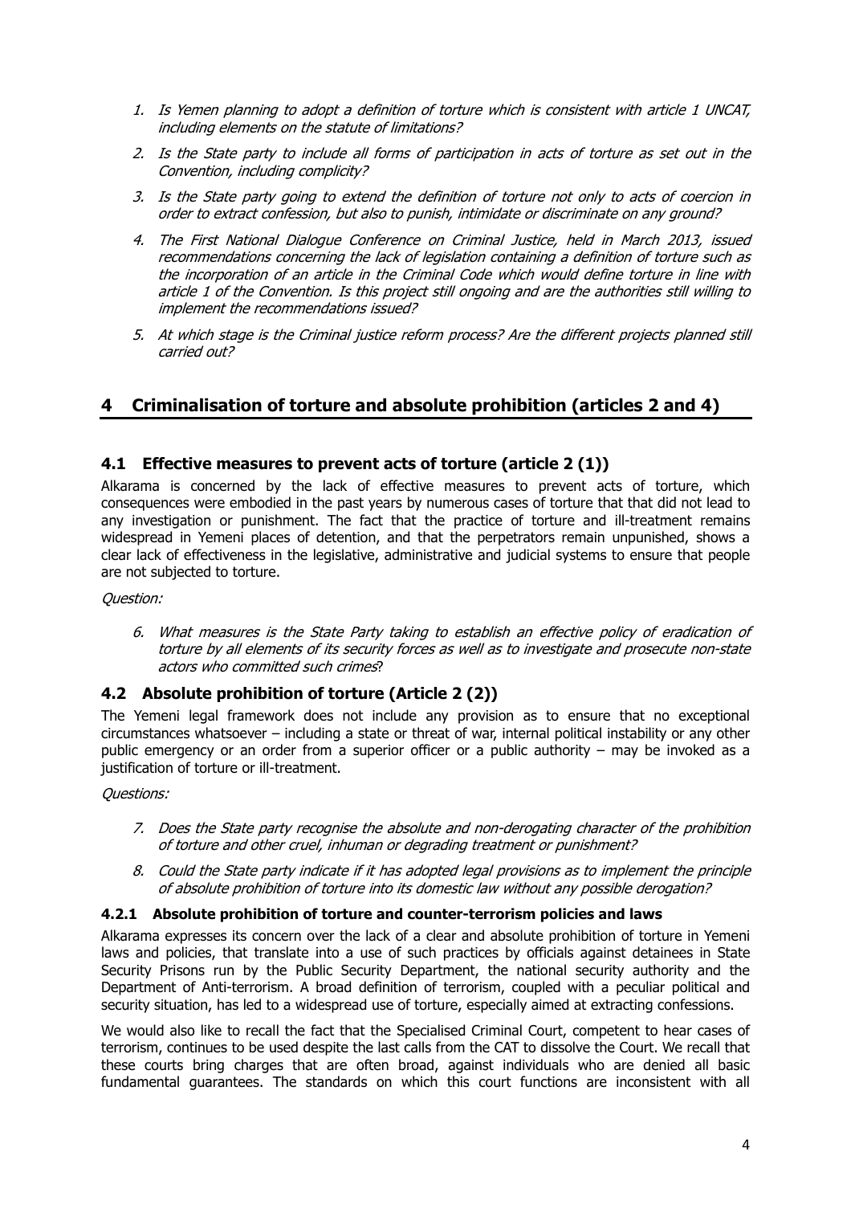1. *Is Yemen planning to adopt a definition of torture which is consistent with article 1 UNCAT, including elements on the statute of limitations?*
2. *Is the State party to include all forms of participation in acts of torture as set out in the Convention, including complicity?*
3. *Is the State party going to extend the definition of torture not only to acts of coercion in order to extract confession, but also to punish, intimidate or discriminate on any ground?*
4. *The First National Dialogue Conference on Criminal Justice, held in March 2013, issued recommendations concerning the lack of legislation containing a definition of torture such as the incorporation of an article in the Criminal Code which would define torture in line with article 1 of the Convention. Is this project still ongoing and are the authorities still willing to implement the recommendations issued?*
5. *At which stage is the Criminal justice reform process? Are the different projects planned still carried out?*

# 4 Criminalisation of torture and absolute prohibition (articles 2 and 4)

## 4.1 Effective measures to prevent acts of torture (article 2 (1))

Alkarama is concerned by the lack of effective measures to prevent acts of torture, which consequences were embodied in the past years by numerous cases of torture that that did not lead to any investigation or punishment. The fact that the practice of torture and ill-treatment remains widespread in Yemeni places of detention, and that the perpetrators remain unpunished, shows a clear lack of effectiveness in the legislative, administrative and judicial systems to ensure that people are not subjected to torture.

*Question:*

6. *What measures is the State Party taking to establish an effective policy of eradication of torture by all elements of its security forces as well as to investigate and prosecute non-state actors who committed such crimes*?

## 4.2 Absolute prohibition of torture (Article 2 (2))

The Yemeni legal framework does not include any provision as to ensure that no exceptional circumstances whatsoever – including a state or threat of war, internal political instability or any other public emergency or an order from a superior officer or a public authority – may be invoked as a justification of torture or ill-treatment.

*Questions:*

7. *Does the State party recognise the absolute and non-derogating character of the prohibition of torture and other cruel, inhuman or degrading treatment or punishment?*
8. *Could the State party indicate if it has adopted legal provisions as to implement the principle of absolute prohibition of torture into its domestic law without any possible derogation?*

### 4.2.1 Absolute prohibition of torture and counter-terrorism policies and laws

Alkarama expresses its concern over the lack of a clear and absolute prohibition of torture in Yemeni laws and policies, that translate into a use of such practices by officials against detainees in State Security Prisons run by the Public Security Department, the national security authority and the Department of Anti-terrorism. A broad definition of terrorism, coupled with a peculiar political and security situation, has led to a widespread use of torture, especially aimed at extracting confessions.

We would also like to recall the fact that the Specialised Criminal Court, competent to hear cases of terrorism, continues to be used despite the last calls from the CAT to dissolve the Court. We recall that these courts bring charges that are often broad, against individuals who are denied all basic fundamental guarantees. The standards on which this court functions are inconsistent with all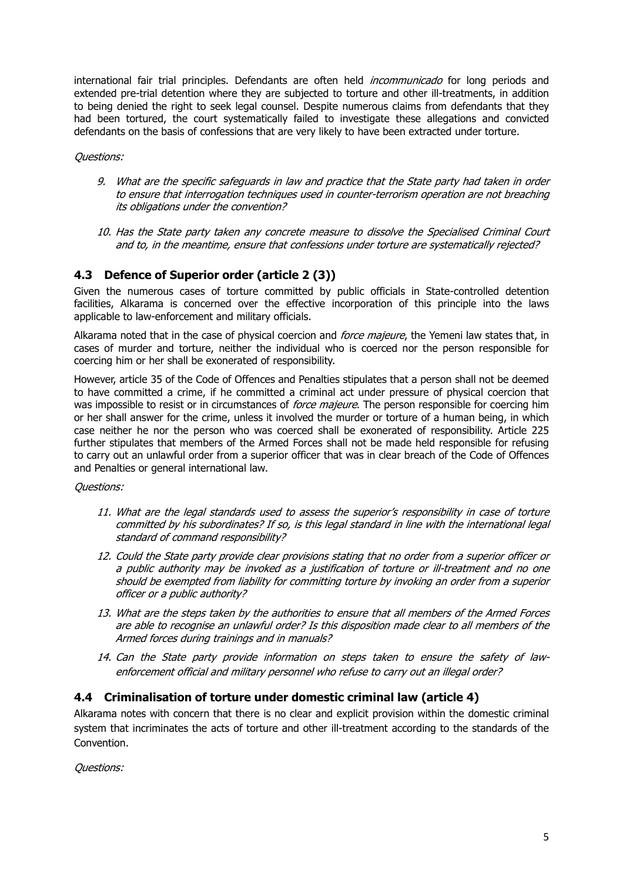international fair trial principles. Defendants are often held *incommunicado* for long periods and extended pre-trial detention where they are subjected to torture and other ill-treatments, in addition to being denied the right to seek legal counsel. Despite numerous claims from defendants that they had been tortured, the court systematically failed to investigate these allegations and convicted defendants on the basis of confessions that are very likely to have been extracted under torture.

*Questions:*

9. *What are the specific safeguards in law and practice that the State party had taken in order to ensure that interrogation techniques used in counter-terrorism operation are not breaching its obligations under the convention?*

10. *Has the State party taken any concrete measure to dissolve the Specialised Criminal Court and to, in the meantime, ensure that confessions under torture are systematically rejected?*

## 4.3 Defence of Superior order (article 2 (3))

Given the numerous cases of torture committed by public officials in State-controlled detention facilities, Alkarama is concerned over the effective incorporation of this principle into the laws applicable to law-enforcement and military officials.

Alkarama noted that in the case of physical coercion and *force majeure*, the Yemeni law states that, in cases of murder and torture, neither the individual who is coerced nor the person responsible for coercing him or her shall be exonerated of responsibility.

However, article 35 of the Code of Offences and Penalties stipulates that a person shall not be deemed to have committed a crime, if he committed a criminal act under pressure of physical coercion that was impossible to resist or in circumstances of *force majeure*. The person responsible for coercing him or her shall answer for the crime, unless it involved the murder or torture of a human being, in which case neither he nor the person who was coerced shall be exonerated of responsibility. Article 225 further stipulates that members of the Armed Forces shall not be made held responsible for refusing to carry out an unlawful order from a superior officer that was in clear breach of the Code of Offences and Penalties or general international law.

*Questions:*

11. *What are the legal standards used to assess the superior's responsibility in case of torture committed by his subordinates? If so, is this legal standard in line with the international legal standard of command responsibility?*

12. *Could the State party provide clear provisions stating that no order from a superior officer or a public authority may be invoked as a justification of torture or ill-treatment and no one should be exempted from liability for committing torture by invoking an order from a superior officer or a public authority?*

13. *What are the steps taken by the authorities to ensure that all members of the Armed Forces are able to recognise an unlawful order? Is this disposition made clear to all members of the Armed forces during trainings and in manuals?*

14. *Can the State party provide information on steps taken to ensure the safety of law-enforcement official and military personnel who refuse to carry out an illegal order?*

## 4.4 Criminalisation of torture under domestic criminal law (article 4)

Alkarama notes with concern that there is no clear and explicit provision within the domestic criminal system that incriminates the acts of torture and other ill-treatment according to the standards of the Convention.

*Questions:*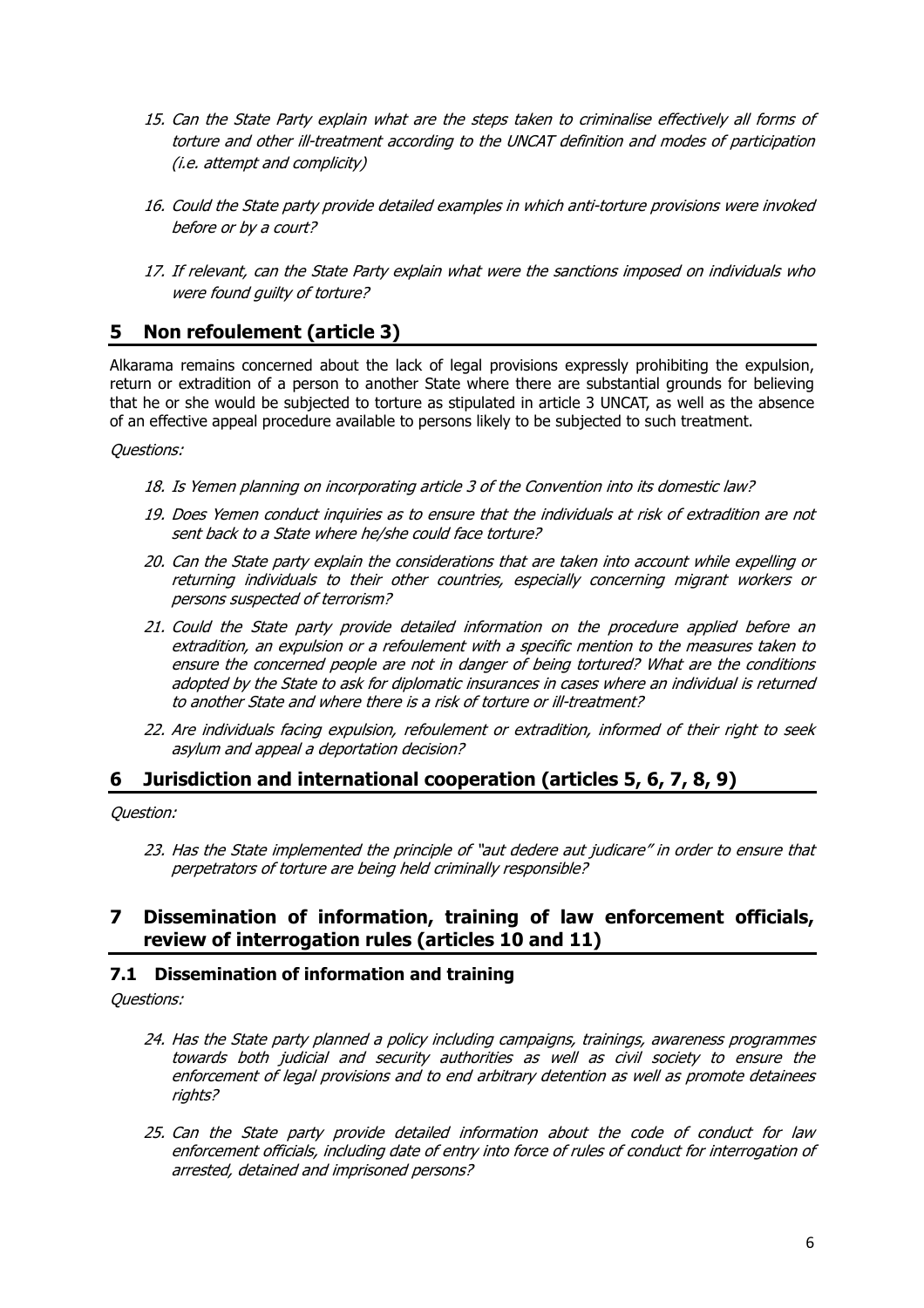15. *Can the State Party explain what are the steps taken to criminalise effectively all forms of torture and other ill-treatment according to the UNCAT definition and modes of participation (i.e. attempt and complicity)*

16. *Could the State party provide detailed examples in which anti-torture provisions were invoked before or by a court?*

17. *If relevant, can the State Party explain what were the sanctions imposed on individuals who were found guilty of torture?*

# 5 Non refoulement (article 3)

Alkarama remains concerned about the lack of legal provisions expressly prohibiting the expulsion, return or extradition of a person to another State where there are substantial grounds for believing that he or she would be subjected to torture as stipulated in article 3 UNCAT, as well as the absence of an effective appeal procedure available to persons likely to be subjected to such treatment.

*Questions:*

18. *Is Yemen planning on incorporating article 3 of the Convention into its domestic law?*

19. *Does Yemen conduct inquiries as to ensure that the individuals at risk of extradition are not sent back to a State where he/she could face torture?*

20. *Can the State party explain the considerations that are taken into account while expelling or returning individuals to their other countries, especially concerning migrant workers or persons suspected of terrorism?*

21. *Could the State party provide detailed information on the procedure applied before an extradition, an expulsion or a refoulement with a specific mention to the measures taken to ensure the concerned people are not in danger of being tortured? What are the conditions adopted by the State to ask for diplomatic insurances in cases where an individual is returned to another State and where there is a risk of torture or ill-treatment?*

22. *Are individuals facing expulsion, refoulement or extradition, informed of their right to seek asylum and appeal a deportation decision?*

# 6 Jurisdiction and international cooperation (articles 5, 6, 7, 8, 9)

*Question:*

23. *Has the State implemented the principle of "aut dedere aut judicare" in order to ensure that perpetrators of torture are being held criminally responsible?*

# 7 Dissemination of information, training of law enforcement officials, review of interrogation rules (articles 10 and 11)

## 7.1 Dissemination of information and training

*Questions:*

24. *Has the State party planned a policy including campaigns, trainings, awareness programmes towards both judicial and security authorities as well as civil society to ensure the enforcement of legal provisions and to end arbitrary detention as well as promote detainees rights?*

25. *Can the State party provide detailed information about the code of conduct for law enforcement officials, including date of entry into force of rules of conduct for interrogation of arrested, detained and imprisoned persons?*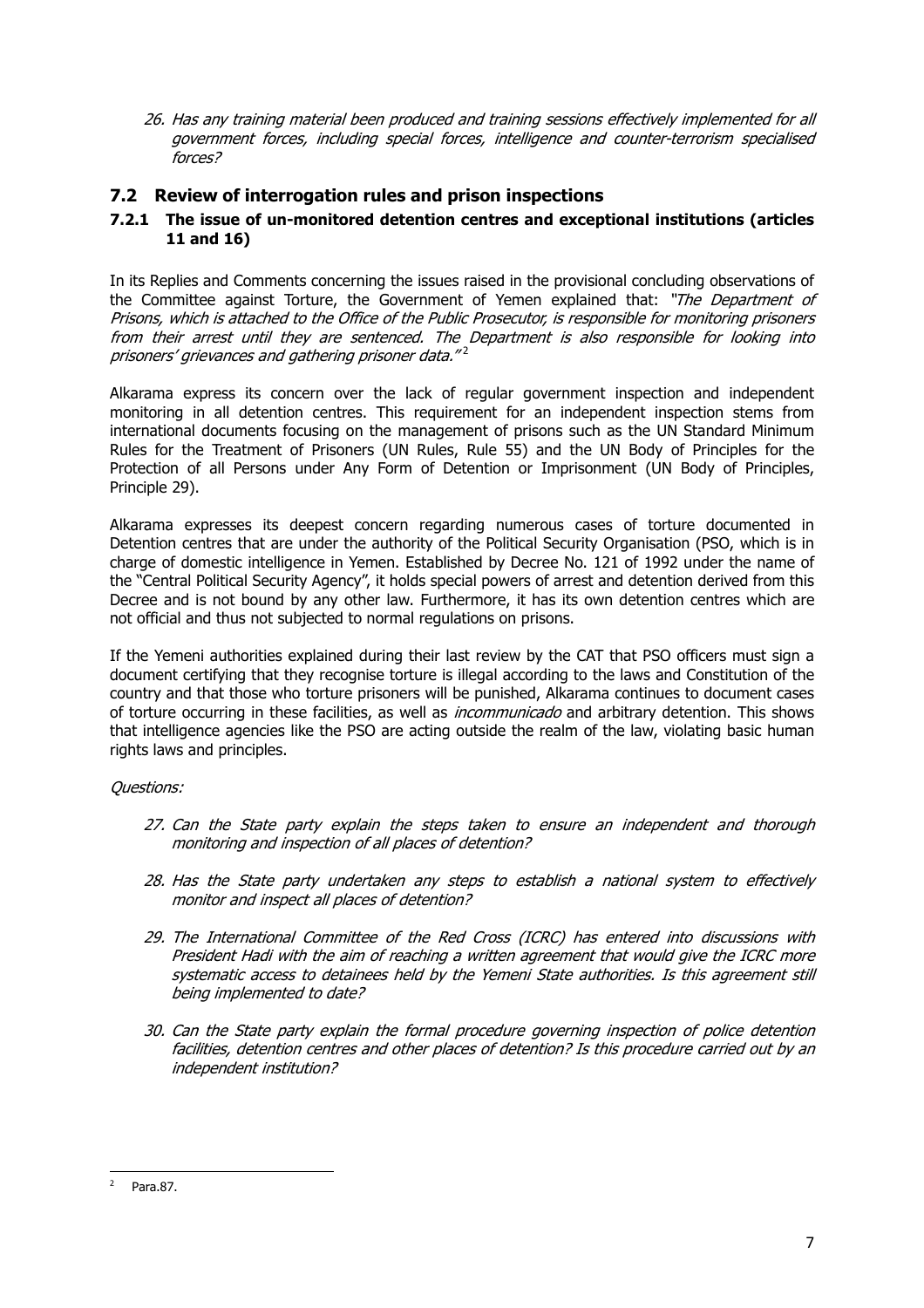26. *Has any training material been produced and training sessions effectively implemented for all government forces, including special forces, intelligence and counter-terrorism specialised forces?*

## 7.2 Review of interrogation rules and prison inspections

### 7.2.1 The issue of un-monitored detention centres and exceptional institutions (articles 11 and 16)

In its Replies and Comments concerning the issues raised in the provisional concluding observations of the Committee against Torture, the Government of Yemen explained that: *"The Department of Prisons, which is attached to the Office of the Public Prosecutor, is responsible for monitoring prisoners from their arrest until they are sentenced. The Department is also responsible for looking into prisoners' grievances and gathering prisoner data."*[2]

Alkarama express its concern over the lack of regular government inspection and independent monitoring in all detention centres. This requirement for an independent inspection stems from international documents focusing on the management of prisons such as the UN Standard Minimum Rules for the Treatment of Prisoners (UN Rules, Rule 55) and the UN Body of Principles for the Protection of all Persons under Any Form of Detention or Imprisonment (UN Body of Principles, Principle 29).

Alkarama expresses its deepest concern regarding numerous cases of torture documented in Detention centres that are under the authority of the Political Security Organisation (PSO, which is in charge of domestic intelligence in Yemen. Established by Decree No. 121 of 1992 under the name of the "Central Political Security Agency", it holds special powers of arrest and detention derived from this Decree and is not bound by any other law. Furthermore, it has its own detention centres which are not official and thus not subjected to normal regulations on prisons.

If the Yemeni authorities explained during their last review by the CAT that PSO officers must sign a document certifying that they recognise torture is illegal according to the laws and Constitution of the country and that those who torture prisoners will be punished, Alkarama continues to document cases of torture occurring in these facilities, as well as *incommunicado* and arbitrary detention. This shows that intelligence agencies like the PSO are acting outside the realm of the law, violating basic human rights laws and principles.

*Questions:*

27. *Can the State party explain the steps taken to ensure an independent and thorough monitoring and inspection of all places of detention?*

28. *Has the State party undertaken any steps to establish a national system to effectively monitor and inspect all places of detention?*

29. *The International Committee of the Red Cross (ICRC) has entered into discussions with President Hadi with the aim of reaching a written agreement that would give the ICRC more systematic access to detainees held by the Yemeni State authorities. Is this agreement still being implemented to date?*

30. *Can the State party explain the formal procedure governing inspection of police detention facilities, detention centres and other places of detention? Is this procedure carried out by an independent institution?*

---

[2] Para.87.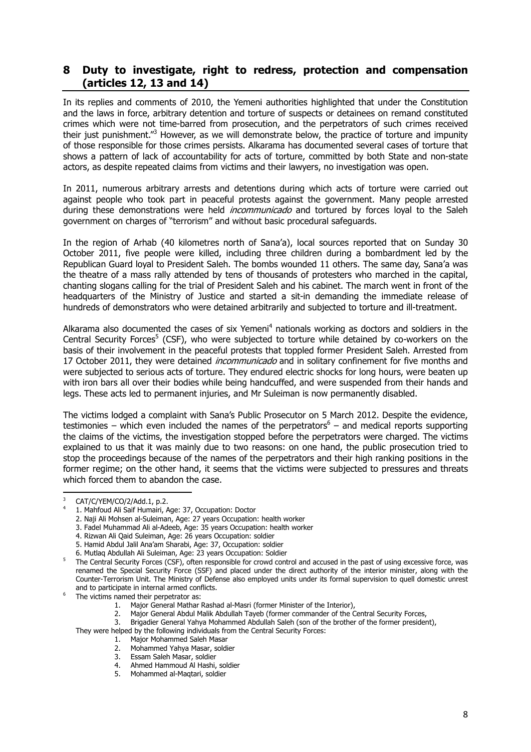## 8 Duty to investigate, right to redress, protection and compensation (articles 12, 13 and 14)

In its replies and comments of 2010, the Yemeni authorities highlighted that under the Constitution and the laws in force, arbitrary detention and torture of suspects or detainees on remand constituted crimes which were not time-barred from prosecution, and the perpetrators of such crimes received their just punishment."[3] However, as we will demonstrate below, the practice of torture and impunity of those responsible for those crimes persists. Alkarama has documented several cases of torture that shows a pattern of lack of accountability for acts of torture, committed by both State and non-state actors, as despite repeated claims from victims and their lawyers, no investigation was open.

In 2011, numerous arbitrary arrests and detentions during which acts of torture were carried out against people who took part in peaceful protests against the government. Many people arrested during these demonstrations were held *incommunicado* and tortured by forces loyal to the Saleh government on charges of "terrorism" and without basic procedural safeguards.

In the region of Arhab (40 kilometres north of Sana'a), local sources reported that on Sunday 30 October 2011, five people were killed, including three children during a bombardment led by the Republican Guard loyal to President Saleh. The bombs wounded 11 others. The same day, Sana'a was the theatre of a mass rally attended by tens of thousands of protesters who marched in the capital, chanting slogans calling for the trial of President Saleh and his cabinet. The march went in front of the headquarters of the Ministry of Justice and started a sit-in demanding the immediate release of hundreds of demonstrators who were detained arbitrarily and subjected to torture and ill-treatment.

Alkarama also documented the cases of six Yemeni[4] nationals working as doctors and soldiers in the Central Security Forces[5] (CSF), who were subjected to torture while detained by co-workers on the basis of their involvement in the peaceful protests that toppled former President Saleh. Arrested from 17 October 2011, they were detained *incommunicado* and in solitary confinement for five months and were subjected to serious acts of torture. They endured electric shocks for long hours, were beaten up with iron bars all over their bodies while being handcuffed, and were suspended from their hands and legs. These acts led to permanent injuries, and Mr Suleiman is now permanently disabled.

The victims lodged a complaint with Sana's Public Prosecutor on 5 March 2012. Despite the evidence, testimonies – which even included the names of the perpetrators[6] – and medical reports supporting the claims of the victims, the investigation stopped before the perpetrators were charged. The victims explained to us that it was mainly due to two reasons: on one hand, the public prosecution tried to stop the proceedings because of the names of the perpetrators and their high ranking positions in the former regime; on the other hand, it seems that the victims were subjected to pressures and threats which forced them to abandon the case.

---

[3] CAT/C/YEM/CO/2/Add.1, p.2.

[4] 1. Mahfoud Ali Saif Humairi, Age: 37, Occupation: Doctor
2. Naji Ali Mohsen al-Suleiman, Age: 27 years Occupation: health worker
3. Fadel Muhammad Ali al-Adeeb, Age: 35 years Occupation: health worker
4. Rizwan Ali Qaid Suleiman, Age: 26 years Occupation: soldier
5. Hamid Abdul Jalil Ana'am Sharabi, Age: 37, Occupation: soldier
6. Mutlaq Abdullah Ali Suleiman, Age: 23 years Occupation: Soldier

[5] The Central Security Forces (CSF), often responsible for crowd control and accused in the past of using excessive force, was renamed the Special Security Force (SSF) and placed under the direct authority of the interior minister, along with the Counter-Terrorism Unit. The Ministry of Defense also employed units under its formal supervision to quell domestic unrest and to participate in internal armed conflicts.

[6] The victims named their perpetrator as:

1. Major General Mathar Rashad al-Masri (former Minister of the Interior),
2. Major General Abdul Malik Abdullah Tayeb (former commander of the Central Security Forces,
3. Brigadier General Yahya Mohammed Abdullah Saleh (son of the brother of the former president),

They were helped by the following individuals from the Central Security Forces:

1. Major Mohammed Saleh Masar
2. Mohammed Yahya Masar, soldier
3. Essam Saleh Masar, soldier
4. Ahmed Hammoud Al Hashi, soldier
5. Mohammed al-Maqtari, soldier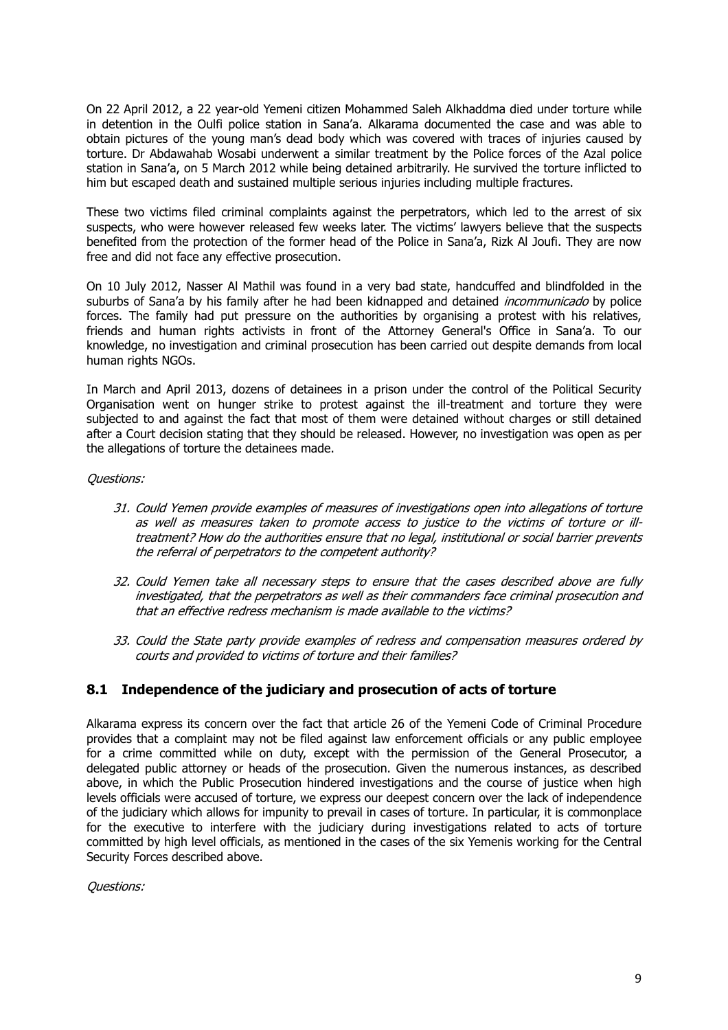On 22 April 2012, a 22 year-old Yemeni citizen Mohammed Saleh Alkhaddma died under torture while in detention in the Oulfi police station in Sana'a. Alkarama documented the case and was able to obtain pictures of the young man's dead body which was covered with traces of injuries caused by torture. Dr Abdawahab Wosabi underwent a similar treatment by the Police forces of the Azal police station in Sana'a, on 5 March 2012 while being detained arbitrarily. He survived the torture inflicted to him but escaped death and sustained multiple serious injuries including multiple fractures.

These two victims filed criminal complaints against the perpetrators, which led to the arrest of six suspects, who were however released few weeks later. The victims' lawyers believe that the suspects benefited from the protection of the former head of the Police in Sana'a, Rizk Al Joufi. They are now free and did not face any effective prosecution.

On 10 July 2012, Nasser Al Mathil was found in a very bad state, handcuffed and blindfolded in the suburbs of Sana'a by his family after he had been kidnapped and detained *incommunicado* by police forces. The family had put pressure on the authorities by organising a protest with his relatives, friends and human rights activists in front of the Attorney General's Office in Sana'a. To our knowledge, no investigation and criminal prosecution has been carried out despite demands from local human rights NGOs.

In March and April 2013, dozens of detainees in a prison under the control of the Political Security Organisation went on hunger strike to protest against the ill-treatment and torture they were subjected to and against the fact that most of them were detained without charges or still detained after a Court decision stating that they should be released. However, no investigation was open as per the allegations of torture the detainees made.

*Questions:*

31. *Could Yemen provide examples of measures of investigations open into allegations of torture as well as measures taken to promote access to justice to the victims of torture or ill-treatment? How do the authorities ensure that no legal, institutional or social barrier prevents the referral of perpetrators to the competent authority?*

32. *Could Yemen take all necessary steps to ensure that the cases described above are fully investigated, that the perpetrators as well as their commanders face criminal prosecution and that an effective redress mechanism is made available to the victims?*

33. *Could the State party provide examples of redress and compensation measures ordered by courts and provided to victims of torture and their families?*

## 8.1 Independence of the judiciary and prosecution of acts of torture

Alkarama express its concern over the fact that article 26 of the Yemeni Code of Criminal Procedure provides that a complaint may not be filed against law enforcement officials or any public employee for a crime committed while on duty, except with the permission of the General Prosecutor, a delegated public attorney or heads of the prosecution. Given the numerous instances, as described above, in which the Public Prosecution hindered investigations and the course of justice when high levels officials were accused of torture, we express our deepest concern over the lack of independence of the judiciary which allows for impunity to prevail in cases of torture. In particular, it is commonplace for the executive to interfere with the judiciary during investigations related to acts of torture committed by high level officials, as mentioned in the cases of the six Yemenis working for the Central Security Forces described above.

*Questions:*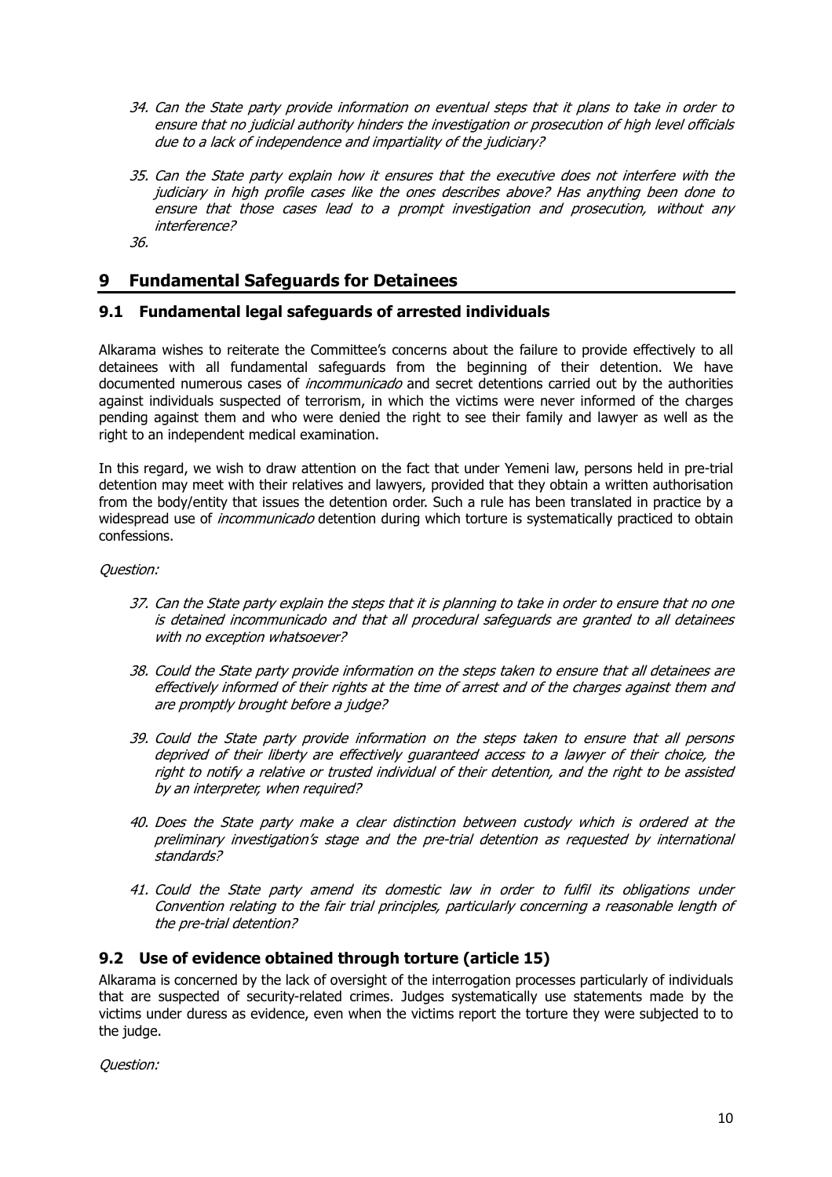34. *Can the State party provide information on eventual steps that it plans to take in order to ensure that no judicial authority hinders the investigation or prosecution of high level officials due to a lack of independence and impartiality of the judiciary?*

35. *Can the State party explain how it ensures that the executive does not interfere with the judiciary in high profile cases like the ones describes above? Has anything been done to ensure that those cases lead to a prompt investigation and prosecution, without any interference?*

36. 

## 9 Fundamental Safeguards for Detainees

### 9.1 Fundamental legal safeguards of arrested individuals

Alkarama wishes to reiterate the Committee's concerns about the failure to provide effectively to all detainees with all fundamental safeguards from the beginning of their detention. We have documented numerous cases of *incommunicado* and secret detentions carried out by the authorities against individuals suspected of terrorism, in which the victims were never informed of the charges pending against them and who were denied the right to see their family and lawyer as well as the right to an independent medical examination.

In this regard, we wish to draw attention on the fact that under Yemeni law, persons held in pre-trial detention may meet with their relatives and lawyers, provided that they obtain a written authorisation from the body/entity that issues the detention order. Such a rule has been translated in practice by a widespread use of *incommunicado* detention during which torture is systematically practiced to obtain confessions.

*Question:*

37. *Can the State party explain the steps that it is planning to take in order to ensure that no one is detained incommunicado and that all procedural safeguards are granted to all detainees with no exception whatsoever?*

38. *Could the State party provide information on the steps taken to ensure that all detainees are effectively informed of their rights at the time of arrest and of the charges against them and are promptly brought before a judge?*

39. *Could the State party provide information on the steps taken to ensure that all persons deprived of their liberty are effectively guaranteed access to a lawyer of their choice, the right to notify a relative or trusted individual of their detention, and the right to be assisted by an interpreter, when required?*

40. *Does the State party make a clear distinction between custody which is ordered at the preliminary investigation's stage and the pre-trial detention as requested by international standards?*

41. *Could the State party amend its domestic law in order to fulfil its obligations under Convention relating to the fair trial principles, particularly concerning a reasonable length of the pre-trial detention?*

### 9.2 Use of evidence obtained through torture (article 15)

Alkarama is concerned by the lack of oversight of the interrogation processes particularly of individuals that are suspected of security-related crimes. Judges systematically use statements made by the victims under duress as evidence, even when the victims report the torture they were subjected to to the judge.

*Question:*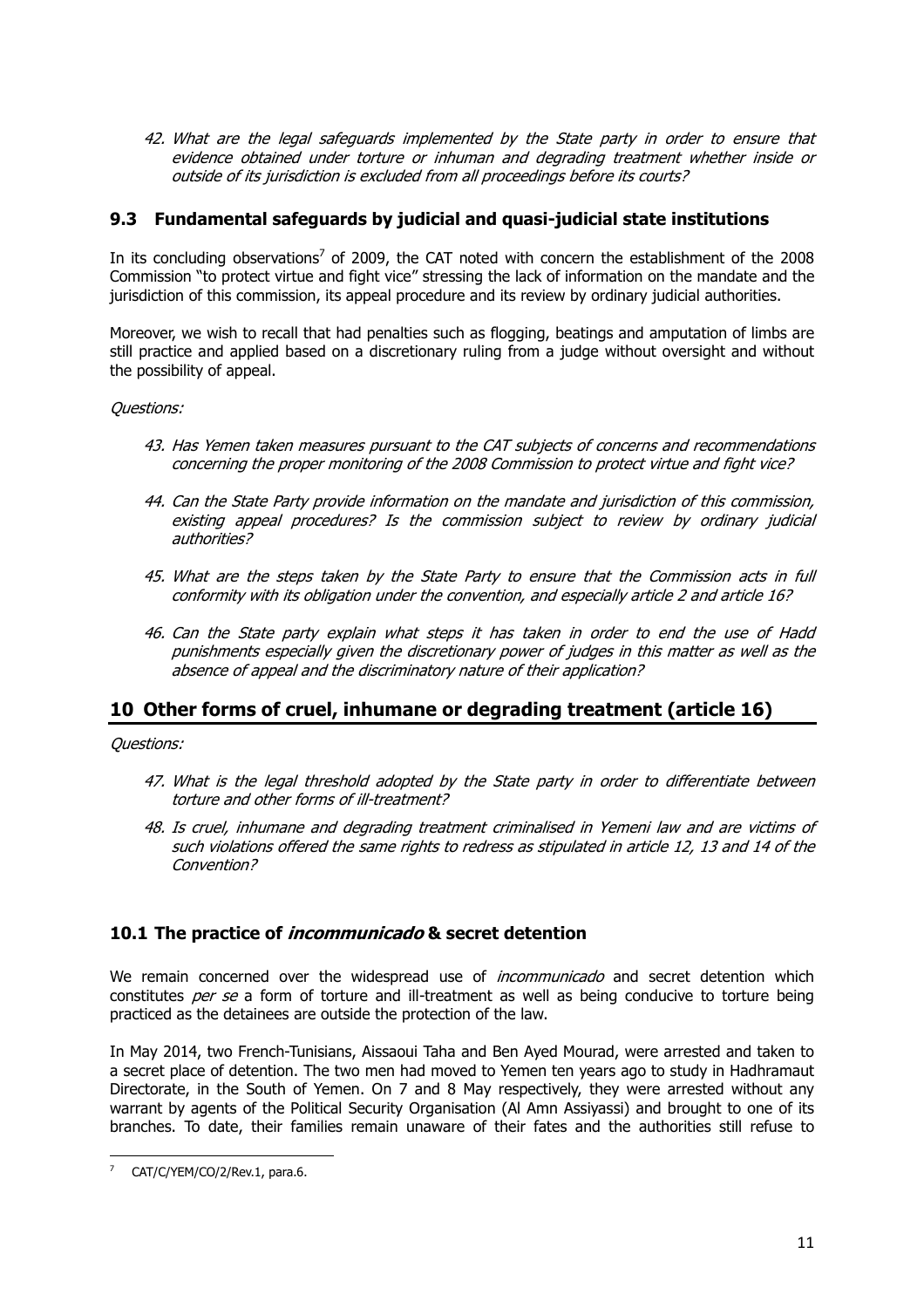*42. What are the legal safeguards implemented by the State party in order to ensure that evidence obtained under torture or inhuman and degrading treatment whether inside or outside of its jurisdiction is excluded from all proceedings before its courts?*

### 9.3 Fundamental safeguards by judicial and quasi-judicial state institutions

In its concluding observations[7] of 2009, the CAT noted with concern the establishment of the 2008 Commission "to protect virtue and fight vice" stressing the lack of information on the mandate and the jurisdiction of this commission, its appeal procedure and its review by ordinary judicial authorities.

Moreover, we wish to recall that had penalties such as flogging, beatings and amputation of limbs are still practice and applied based on a discretionary ruling from a judge without oversight and without the possibility of appeal.

*Questions:*

*43. Has Yemen taken measures pursuant to the CAT subjects of concerns and recommendations concerning the proper monitoring of the 2008 Commission to protect virtue and fight vice?*

*44. Can the State Party provide information on the mandate and jurisdiction of this commission, existing appeal procedures? Is the commission subject to review by ordinary judicial authorities?*

*45. What are the steps taken by the State Party to ensure that the Commission acts in full conformity with its obligation under the convention, and especially article 2 and article 16?*

*46. Can the State party explain what steps it has taken in order to end the use of Hadd punishments especially given the discretionary power of judges in this matter as well as the absence of appeal and the discriminatory nature of their application?*

## 10 Other forms of cruel, inhumane or degrading treatment (article 16)

*Questions:*

*47. What is the legal threshold adopted by the State party in order to differentiate between torture and other forms of ill-treatment?*

*48. Is cruel, inhumane and degrading treatment criminalised in Yemeni law and are victims of such violations offered the same rights to redress as stipulated in article 12, 13 and 14 of the Convention?*

### 10.1 The practice of *incommunicado* & secret detention

We remain concerned over the widespread use of *incommunicado* and secret detention which constitutes *per se* a form of torture and ill-treatment as well as being conducive to torture being practiced as the detainees are outside the protection of the law.

In May 2014, two French-Tunisians, Aissaoui Taha and Ben Ayed Mourad, were arrested and taken to a secret place of detention. The two men had moved to Yemen ten years ago to study in Hadhramaut Directorate, in the South of Yemen. On 7 and 8 May respectively, they were arrested without any warrant by agents of the Political Security Organisation (Al Amn Assiyassi) and brought to one of its branches. To date, their families remain unaware of their fates and the authorities still refuse to

---

[7] CAT/C/YEM/CO/2/Rev.1, para.6.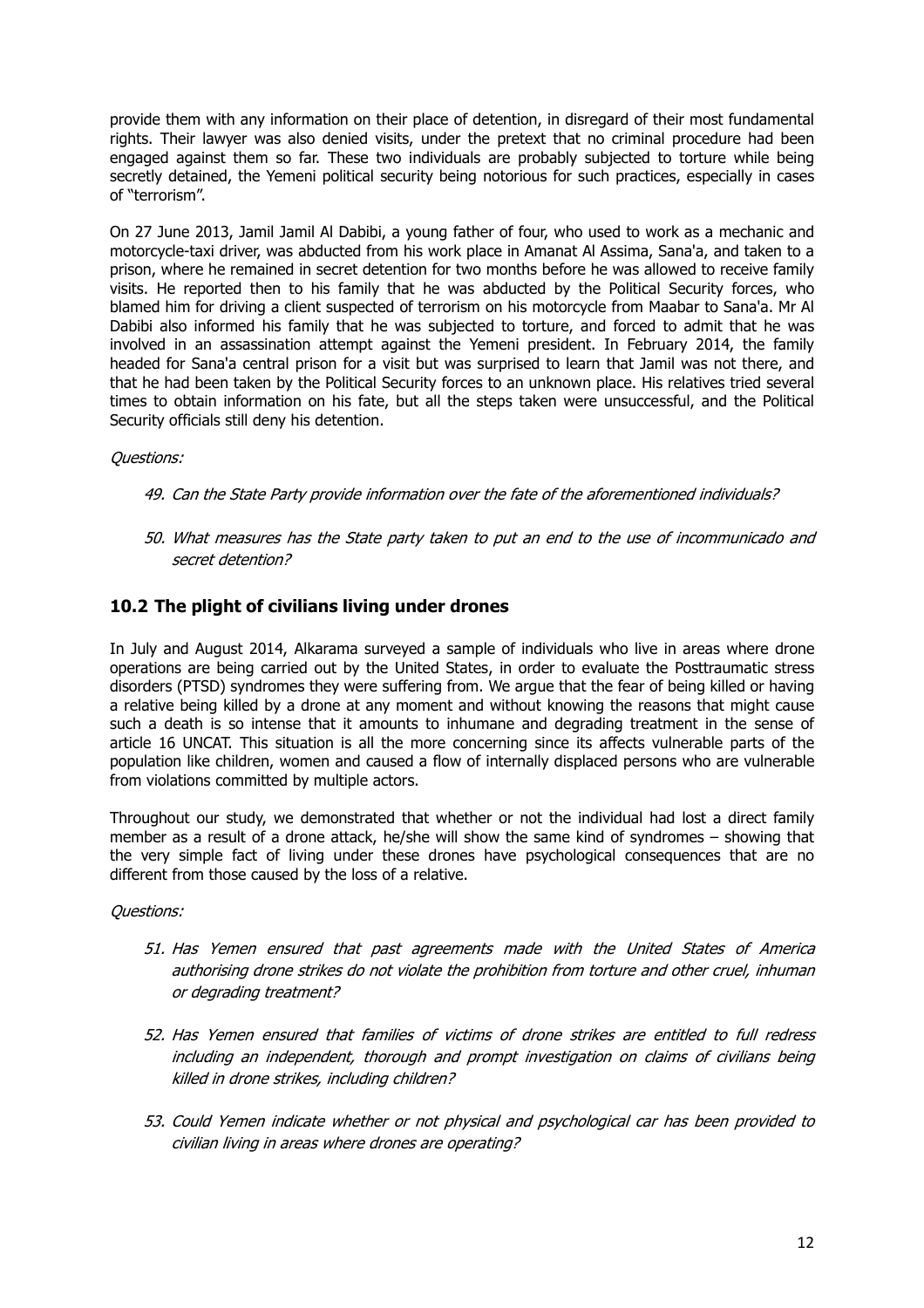provide them with any information on their place of detention, in disregard of their most fundamental rights. Their lawyer was also denied visits, under the pretext that no criminal procedure had been engaged against them so far. These two individuals are probably subjected to torture while being secretly detained, the Yemeni political security being notorious for such practices, especially in cases of "terrorism".

On 27 June 2013, Jamil Jamil Al Dabibi, a young father of four, who used to work as a mechanic and motorcycle-taxi driver, was abducted from his work place in Amanat Al Assima, Sana'a, and taken to a prison, where he remained in secret detention for two months before he was allowed to receive family visits. He reported then to his family that he was abducted by the Political Security forces, who blamed him for driving a client suspected of terrorism on his motorcycle from Maabar to Sana'a. Mr Al Dabibi also informed his family that he was subjected to torture, and forced to admit that he was involved in an assassination attempt against the Yemeni president. In February 2014, the family headed for Sana'a central prison for a visit but was surprised to learn that Jamil was not there, and that he had been taken by the Political Security forces to an unknown place. His relatives tried several times to obtain information on his fate, but all the steps taken were unsuccessful, and the Political Security officials still deny his detention.

*Questions:*

49. *Can the State Party provide information over the fate of the aforementioned individuals?*

50. *What measures has the State party taken to put an end to the use of incommunicado and secret detention?*

### 10.2 The plight of civilians living under drones

In July and August 2014, Alkarama surveyed a sample of individuals who live in areas where drone operations are being carried out by the United States, in order to evaluate the Posttraumatic stress disorders (PTSD) syndromes they were suffering from. We argue that the fear of being killed or having a relative being killed by a drone at any moment and without knowing the reasons that might cause such a death is so intense that it amounts to inhumane and degrading treatment in the sense of article 16 UNCAT. This situation is all the more concerning since its affects vulnerable parts of the population like children, women and caused a flow of internally displaced persons who are vulnerable from violations committed by multiple actors.

Throughout our study, we demonstrated that whether or not the individual had lost a direct family member as a result of a drone attack, he/she will show the same kind of syndromes – showing that the very simple fact of living under these drones have psychological consequences that are no different from those caused by the loss of a relative.

*Questions:*

51. *Has Yemen ensured that past agreements made with the United States of America authorising drone strikes do not violate the prohibition from torture and other cruel, inhuman or degrading treatment?*

52. *Has Yemen ensured that families of victims of drone strikes are entitled to full redress including an independent, thorough and prompt investigation on claims of civilians being killed in drone strikes, including children?*

53. *Could Yemen indicate whether or not physical and psychological car has been provided to civilian living in areas where drones are operating?*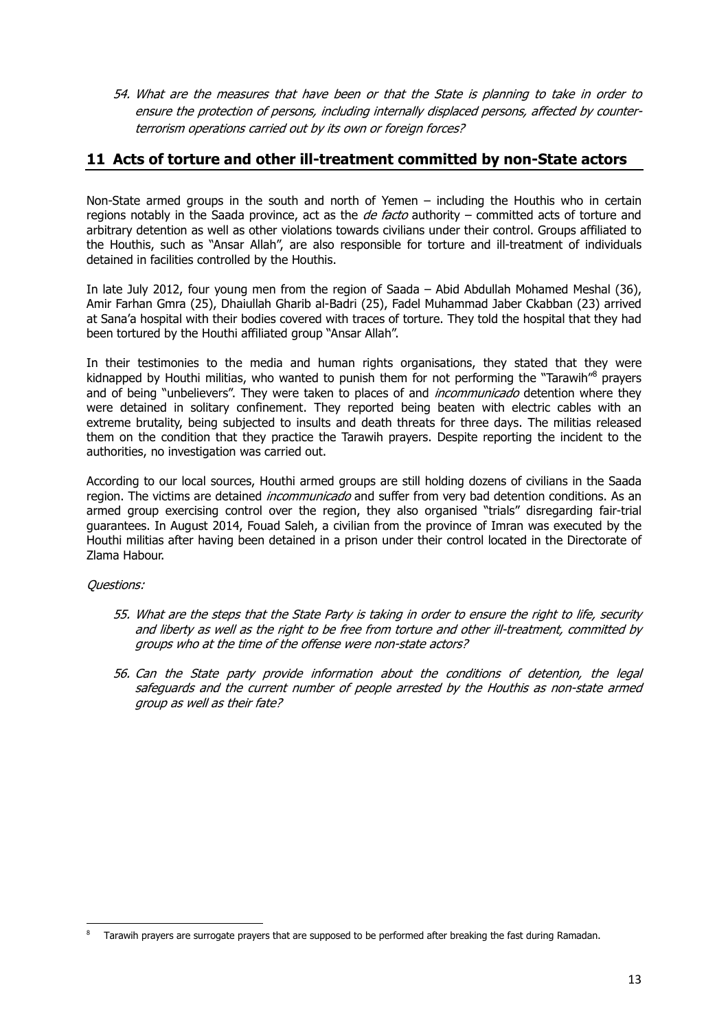54. *What are the measures that have been or that the State is planning to take in order to ensure the protection of persons, including internally displaced persons, affected by counter-terrorism operations carried out by its own or foreign forces?*

## 11 Acts of torture and other ill-treatment committed by non-State actors

Non-State armed groups in the south and north of Yemen – including the Houthis who in certain regions notably in the Saada province, act as the *de facto* authority – committed acts of torture and arbitrary detention as well as other violations towards civilians under their control. Groups affiliated to the Houthis, such as "Ansar Allah", are also responsible for torture and ill-treatment of individuals detained in facilities controlled by the Houthis.

In late July 2012, four young men from the region of Saada – Abid Abdullah Mohamed Meshal (36), Amir Farhan Gmra (25), Dhaiullah Gharib al-Badri (25), Fadel Muhammad Jaber Ckabban (23) arrived at Sana'a hospital with their bodies covered with traces of torture. They told the hospital that they had been tortured by the Houthi affiliated group "Ansar Allah".

In their testimonies to the media and human rights organisations, they stated that they were kidnapped by Houthi militias, who wanted to punish them for not performing the "Tarawih"[8] prayers and of being "unbelievers". They were taken to places of and *incommunicado* detention where they were detained in solitary confinement. They reported being beaten with electric cables with an extreme brutality, being subjected to insults and death threats for three days. The militias released them on the condition that they practice the Tarawih prayers. Despite reporting the incident to the authorities, no investigation was carried out.

According to our local sources, Houthi armed groups are still holding dozens of civilians in the Saada region. The victims are detained *incommunicado* and suffer from very bad detention conditions. As an armed group exercising control over the region, they also organised "trials" disregarding fair-trial guarantees. In August 2014, Fouad Saleh, a civilian from the province of Imran was executed by the Houthi militias after having been detained in a prison under their control located in the Directorate of Zlama Habour.

*Questions:*

55. *What are the steps that the State Party is taking in order to ensure the right to life, security and liberty as well as the right to be free from torture and other ill-treatment, committed by groups who at the time of the offense were non-state actors?*

56. *Can the State party provide information about the conditions of detention, the legal safeguards and the current number of people arrested by the Houthis as non-state armed group as well as their fate?*

---

[8] Tarawih prayers are surrogate prayers that are supposed to be performed after breaking the fast during Ramadan.